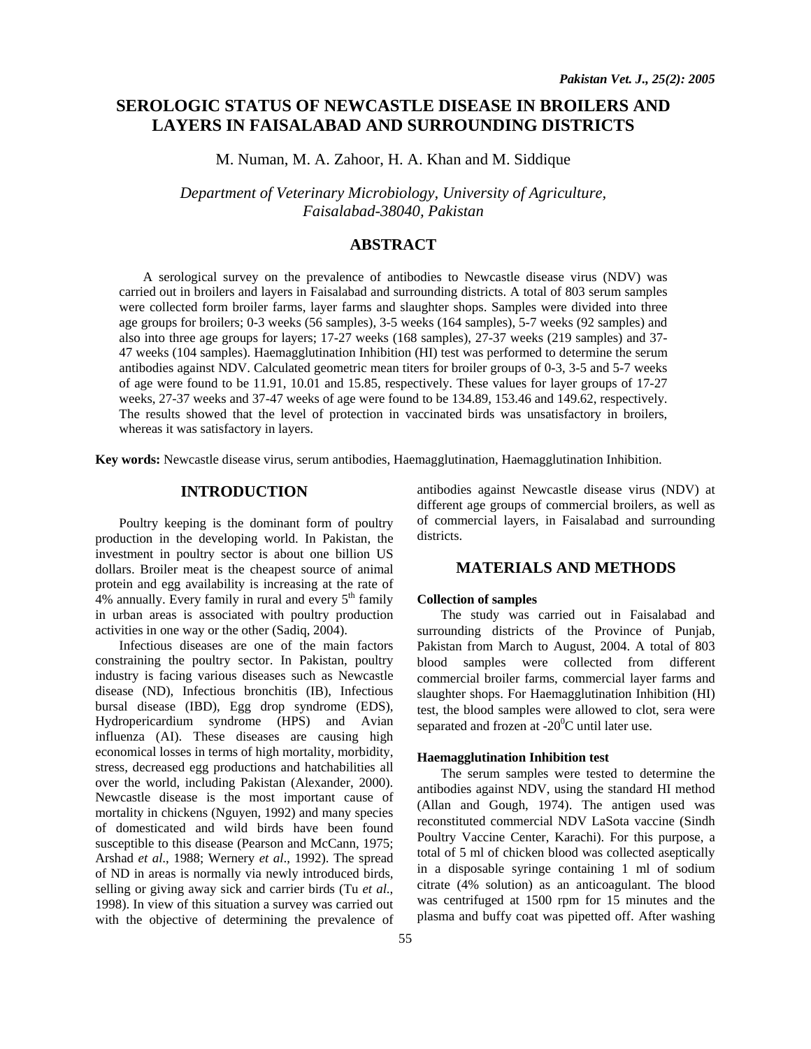# SEROLOGIC STATUS OF NEWCASTLE DISEASE IN BROILERS AND LAYERS IN FAISALABAD AND SURROUNDING DISTRICTS

M. Numan, M. A. Zahoor, H. A. Khan and M. Siddique

*Department of Veterinary Microbiology, University of Agriculture, Faisalabad-38040, Pakistan*

## ABSTRACT

A serological survey on the prevalence of antibodies to Newcastle disease virus (NDV) was carried out in broilers and layers in Faisalabad and surrounding districts. A total of 803 serum samples were collected form broiler farms, layer farms and slaughter shops. Samples were divided into three age groups for broilers; 0-3 weeks (56 samples), 3-5 weeks (164 samples), 5-7 weeks (92 samples) and also into three age groups for layers; 17-27 weeks (168 samples), 27-37 weeks (219 samples) and 37-47 weeks (104 samples). Haemagglutination Inhibition (HI) test was performed to determine the serum antibodies against NDV. Calculated geometric mean titers for broiler groups of 0-3, 3-5 and 5-7 weeks of age were found to be 11.91, 10.01 and 15.85, respectively. These values for layer groups of 17-27 weeks, 27-37 weeks and 37-47 weeks of age were found to be 134.89, 153.46 and 149.62, respectively. The results showed that the level of protection in vaccinated birds was unsatisfactory in broilers, whereas it was satisfactory in layers.

**Key words:** Newcastle disease virus, serum antibodies, Haemagglutination, Haemagglutination Inhibition.

## INTRODUCTION

Poultry keeping is the dominant form of poultry production in the developing world. In Pakistan, the investment in poultry sector is about one billion US dollars. Broiler meat is the cheapest source of animal protein and egg availability is increasing at the rate of 4% annually. Every family in rural and every 5th family in urban areas is associated with poultry production activities in one way or the other (Sadiq, 2004).

Infectious diseases are one of the main factors constraining the poultry sector. In Pakistan, poultry industry is facing various diseases such as Newcastle disease (ND), Infectious bronchitis (IB), Infectious bursal disease (IBD), Egg drop syndrome (EDS), Hydropericardium syndrome (HPS) and Avian influenza (AI). These diseases are causing high economical losses in terms of high mortality, morbidity, stress, decreased egg productions and hatchabilities all over the world, including Pakistan (Alexander, 2000). Newcastle disease is the most important cause of mortality in chickens (Nguyen, 1992) and many species of domesticated and wild birds have been found susceptible to this disease (Pearson and McCann, 1975; Arshad *et al*., 1988; Wernery *et al*., 1992). The spread of ND in areas is normally via newly introduced birds, selling or giving away sick and carrier birds (Tu *et al*., 1998). In view of this situation a survey was carried out with the objective of determining the prevalence of antibodies against Newcastle disease virus (NDV) at different age groups of commercial broilers, as well as of commercial layers, in Faisalabad and surrounding districts.

## MATERIALS AND METHODS

### Collection of samples

The study was carried out in Faisalabad and surrounding districts of the Province of Punjab, Pakistan from March to August, 2004. A total of 803 blood samples were collected from different commercial broiler farms, commercial layer farms and slaughter shops. For Haemagglutination Inhibition (HI) test, the blood samples were allowed to clot, sera were separated and frozen at $-20^0$C until later use.

### Haemagglutination Inhibition test

The serum samples were tested to determine the antibodies against NDV, using the standard HI method (Allan and Gough, 1974). The antigen used was reconstituted commercial NDV LaSota vaccine (Sindh Poultry Vaccine Center, Karachi). For this purpose, a total of 5 ml of chicken blood was collected aseptically in a disposable syringe containing 1 ml of sodium citrate (4% solution) as an anticoagulant. The blood was centrifuged at 1500 rpm for 15 minutes and the plasma and buffy coat was pipetted off. After washing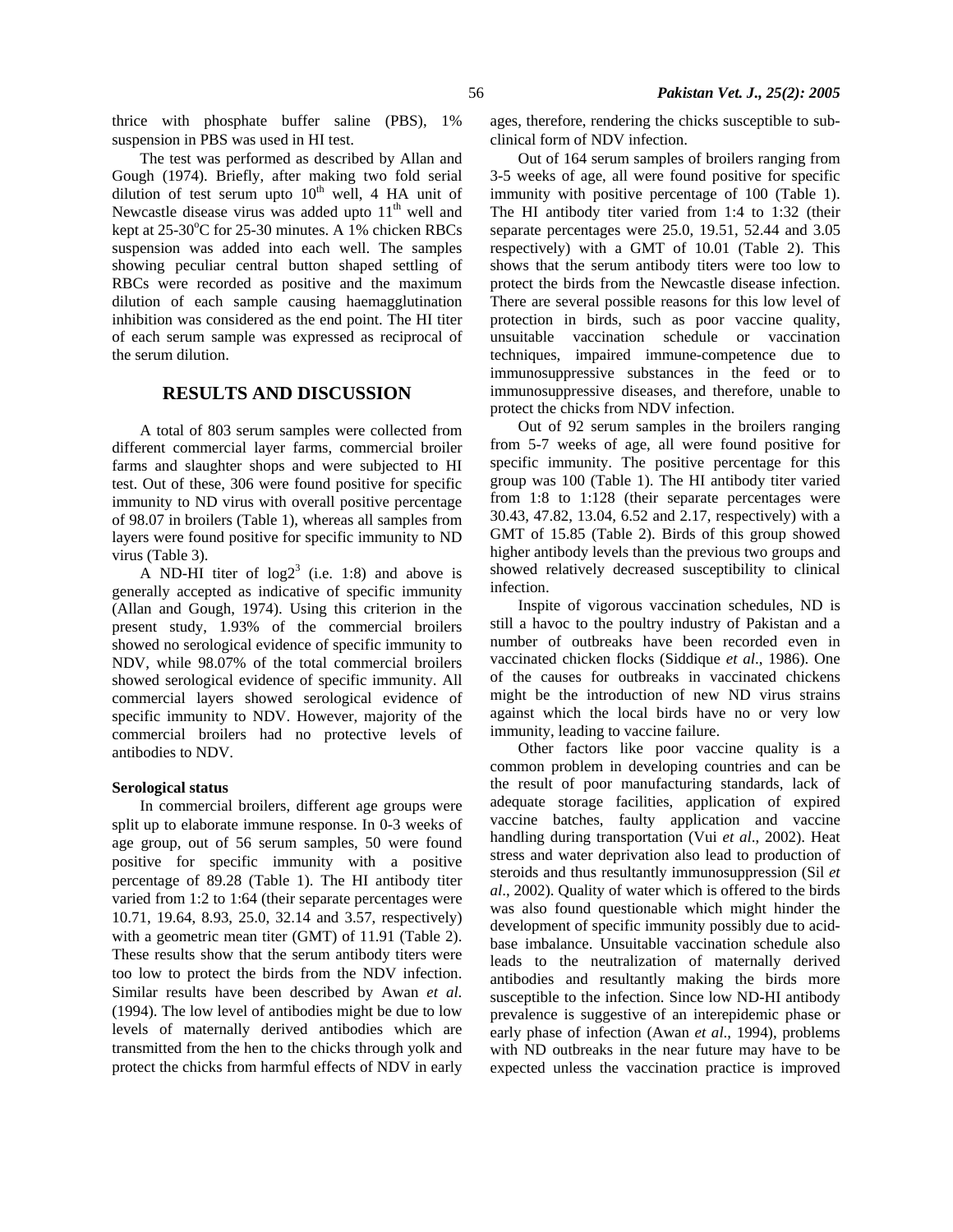thrice with phosphate buffer saline (PBS), 1% suspension in PBS was used in HI test.

The test was performed as described by Allan and Gough (1974). Briefly, after making two fold serial dilution of test serum upto $10^{th}$ well, 4 HA unit of Newcastle disease virus was added upto $11^{th}$ well and kept at 25-30°C for 25-30 minutes. A 1% chicken RBCs suspension was added into each well. The samples showing peculiar central button shaped settling of RBCs were recorded as positive and the maximum dilution of each sample causing haemagglutination inhibition was considered as the end point. The HI titer of each serum sample was expressed as reciprocal of the serum dilution.

## RESULTS AND DISCUSSION

A total of 803 serum samples were collected from different commercial layer farms, commercial broiler farms and slaughter shops and were subjected to HI test. Out of these, 306 were found positive for specific immunity to ND virus with overall positive percentage of 98.07 in broilers (Table 1), whereas all samples from layers were found positive for specific immunity to ND virus (Table 3).

A ND-HI titer of $\log 2^3$ (i.e. 1:8) and above is generally accepted as indicative of specific immunity (Allan and Gough, 1974). Using this criterion in the present study, 1.93% of the commercial broilers showed no serological evidence of specific immunity to NDV, while 98.07% of the total commercial broilers showed serological evidence of specific immunity. All commercial layers showed serological evidence of specific immunity to NDV. However, majority of the commercial broilers had no protective levels of antibodies to NDV.

### Serological status

In commercial broilers, different age groups were split up to elaborate immune response. In 0-3 weeks of age group, out of 56 serum samples, 50 were found positive for specific immunity with a positive percentage of 89.28 (Table 1). The HI antibody titer varied from 1:2 to 1:64 (their separate percentages were 10.71, 19.64, 8.93, 25.0, 32.14 and 3.57, respectively) with a geometric mean titer (GMT) of 11.91 (Table 2). These results show that the serum antibody titers were too low to protect the birds from the NDV infection. Similar results have been described by Awan *et al.* (1994). The low level of antibodies might be due to low levels of maternally derived antibodies which are transmitted from the hen to the chicks through yolk and protect the chicks from harmful effects of NDV in early ages, therefore, rendering the chicks susceptible to sub-clinical form of NDV infection.

Out of 164 serum samples of broilers ranging from 3-5 weeks of age, all were found positive for specific immunity with positive percentage of 100 (Table 1). The HI antibody titer varied from 1:4 to 1:32 (their separate percentages were 25.0, 19.51, 52.44 and 3.05 respectively) with a GMT of 10.01 (Table 2). This shows that the serum antibody titers were too low to protect the birds from the Newcastle disease infection. There are several possible reasons for this low level of protection in birds, such as poor vaccine quality, unsuitable vaccination schedule or vaccination techniques, impaired immune-competence due to immunosuppressive substances in the feed or to immunosuppressive diseases, and therefore, unable to protect the chicks from NDV infection.

Out of 92 serum samples in the broilers ranging from 5-7 weeks of age, all were found positive for specific immunity. The positive percentage for this group was 100 (Table 1). The HI antibody titer varied from 1:8 to 1:128 (their separate percentages were 30.43, 47.82, 13.04, 6.52 and 2.17, respectively) with a GMT of 15.85 (Table 2). Birds of this group showed higher antibody levels than the previous two groups and showed relatively decreased susceptibility to clinical infection.

Inspite of vigorous vaccination schedules, ND is still a havoc to the poultry industry of Pakistan and a number of outbreaks have been recorded even in vaccinated chicken flocks (Siddique *et al*., 1986). One of the causes for outbreaks in vaccinated chickens might be the introduction of new ND virus strains against which the local birds have no or very low immunity, leading to vaccine failure.

Other factors like poor vaccine quality is a common problem in developing countries and can be the result of poor manufacturing standards, lack of adequate storage facilities, application of expired vaccine batches, faulty application and vaccine handling during transportation (Vui *et al*., 2002). Heat stress and water deprivation also lead to production of steroids and thus resultantly immunosuppression (Sil *et al*., 2002). Quality of water which is offered to the birds was also found questionable which might hinder the development of specific immunity possibly due to acid-base imbalance. Unsuitable vaccination schedule also leads to the neutralization of maternally derived antibodies and resultantly making the birds more susceptible to the infection. Since low ND-HI antibody prevalence is suggestive of an interepidemic phase or early phase of infection (Awan *et al*., 1994), problems with ND outbreaks in the near future may have to be expected unless the vaccination practice is improved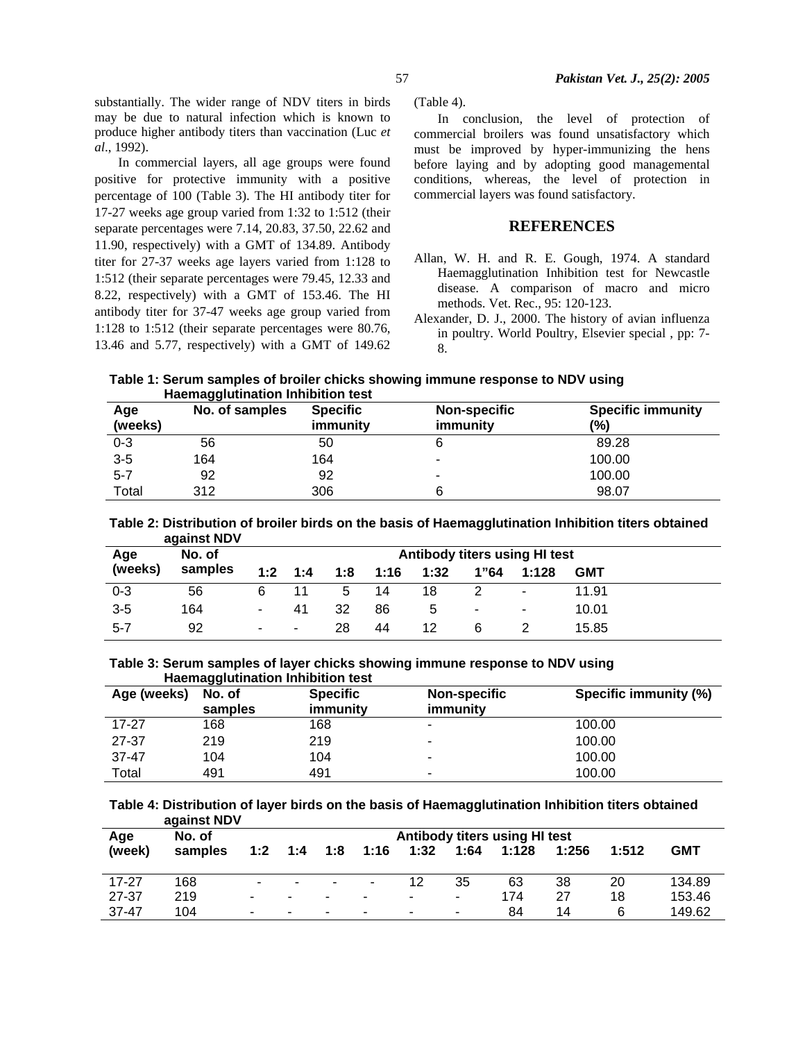substantially. The wider range of NDV titers in birds may be due to natural infection which is known to produce higher antibody titers than vaccination (Luc *et al*., 1992).

In commercial layers, all age groups were found positive for protective immunity with a positive percentage of 100 (Table 3). The HI antibody titer for 17-27 weeks age group varied from 1:32 to 1:512 (their separate percentages were 7.14, 20.83, 37.50, 22.62 and 11.90, respectively) with a GMT of 134.89. Antibody titer for 27-37 weeks age layers varied from 1:128 to 1:512 (their separate percentages were 79.45, 12.33 and 8.22, respectively) with a GMT of 153.46. The HI antibody titer for 37-47 weeks age group varied from 1:128 to 1:512 (their separate percentages were 80.76, 13.46 and 5.77, respectively) with a GMT of 149.62 (Table 4).

In conclusion, the level of protection of commercial broilers was found unsatisfactory which must be improved by hyper-immunizing the hens before laying and by adopting good managemental conditions, whereas, the level of protection in commercial layers was found satisfactory.

## REFERENCES

Allan, W. H. and R. E. Gough, 1974. A standard Haemagglutination Inhibition test for Newcastle disease. A comparison of macro and micro methods. Vet. Rec., 95: 120-123.

Alexander, D. J., 2000. The history of avian influenza in poultry. World Poultry, Elsevier special , pp: 7-8.

**Table 1: Serum samples of broiler chicks showing immune response to NDV using Haemagglutination Inhibition test**

| Age (weeks) | No. of samples | Specific immunity | Non-specific immunity | Specific immunity (%) |
|---|---|---|---|---|
| 0-3 | 56 | 50 | 6 | 89.28 |
| 3-5 | 164 | 164 | - | 100.00 |
| 5-7 | 92 | 92 | - | 100.00 |
| Total | 312 | 306 | 6 | 98.07 |

**Table 2: Distribution of broiler birds on the basis of Haemagglutination Inhibition titers obtained against NDV**

| Age (weeks) | No. of samples | Antibody titers using HI test | | | | | | | |
|---|---|---|---|---|---|---|---|---|---|
| | | 1:2 | 1:4 | 1:8 | 1:16 | 1:32 | 1"64 | 1:128 | GMT |
| 0-3 | 56 | 6 | 11 | 5 | 14 | 18 | 2 | - | 11.91 |
| 3-5 | 164 | - | 41 | 32 | 86 | 5 | - | - | 10.01 |
| 5-7 | 92 | - | - | 28 | 44 | 12 | 6 | 2 | 15.85 |

**Table 3: Serum samples of layer chicks showing immune response to NDV using Haemagglutination Inhibition test**

| Age (weeks) | No. of samples | Specific immunity | Non-specific immunity | Specific immunity (%) |
|---|---|---|---|---|
| 17-27 | 168 | 168 | - | 100.00 |
| 27-37 | 219 | 219 | - | 100.00 |
| 37-47 | 104 | 104 | - | 100.00 |
| Total | 491 | 491 | - | 100.00 |

**Table 4: Distribution of layer birds on the basis of Haemagglutination Inhibition titers obtained against NDV**

| Age (week) | No. of samples | Antibody titers using HI test | | | | | | | | | |
|---|---|---|---|---|---|---|---|---|---|---|---|
| | | 1:2 | 1:4 | 1:8 | 1:16 | 1:32 | 1:64 | 1:128 | 1:256 | 1:512 | GMT |
| 17-27 | 168 | - | - | - | - | 12 | 35 | 63 | 38 | 20 | 134.89 |
| 27-37 | 219 | - | - | - | - | - | - | 174 | 27 | 18 | 153.46 |
| 37-47 | 104 | - | - | - | - | - | - | 84 | 14 | 6 | 149.62 |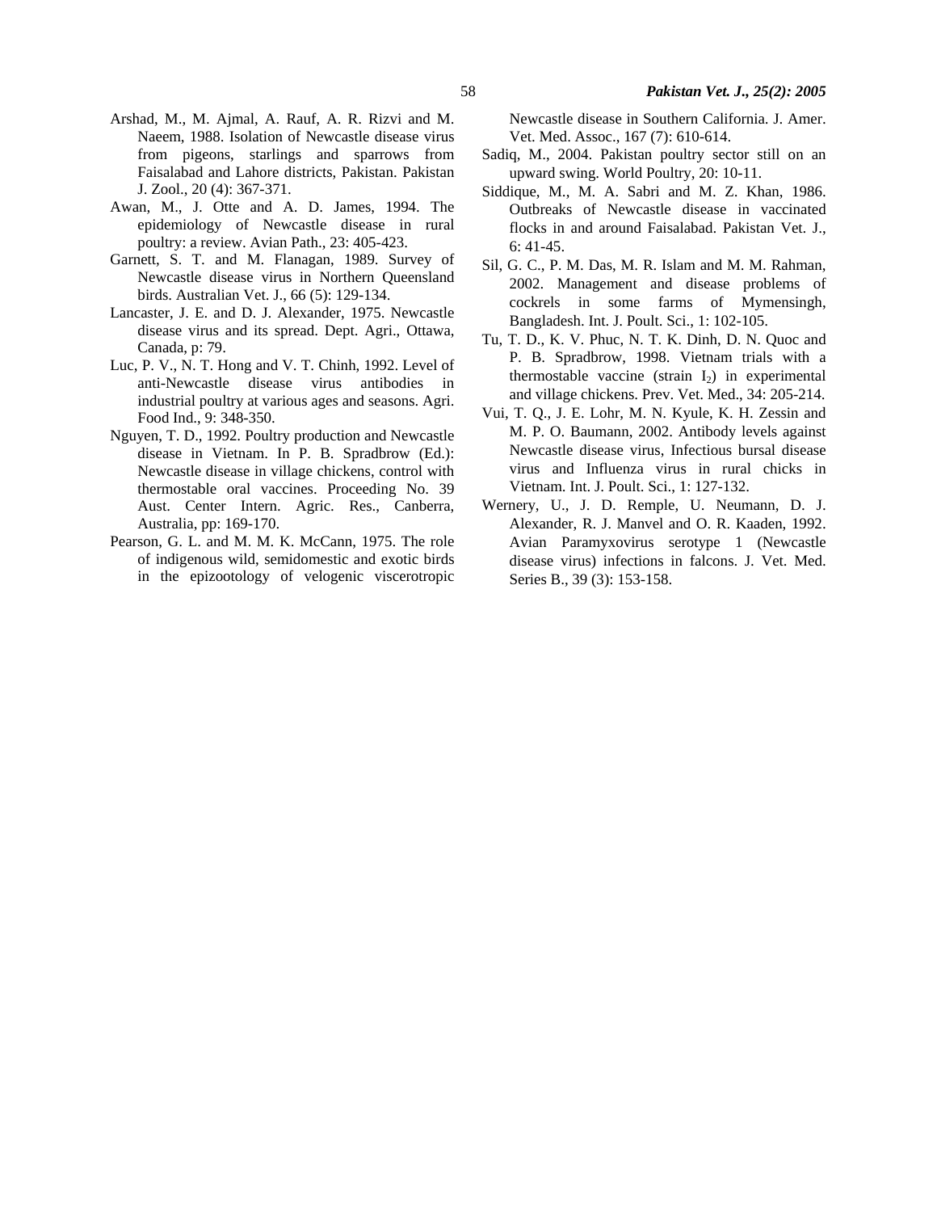Arshad, M., M. Ajmal, A. Rauf, A. R. Rizvi and M. Naeem, 1988. Isolation of Newcastle disease virus from pigeons, starlings and sparrows from Faisalabad and Lahore districts, Pakistan. Pakistan J. Zool., 20 (4): 367-371.

Awan, M., J. Otte and A. D. James, 1994. The epidemiology of Newcastle disease in rural poultry: a review. Avian Path., 23: 405-423.

Garnett, S. T. and M. Flanagan, 1989. Survey of Newcastle disease virus in Northern Queensland birds. Australian Vet. J., 66 (5): 129-134.

Lancaster, J. E. and D. J. Alexander, 1975. Newcastle disease virus and its spread. Dept. Agri., Ottawa, Canada, p: 79.

Luc, P. V., N. T. Hong and V. T. Chinh, 1992. Level of anti-Newcastle disease virus antibodies in industrial poultry at various ages and seasons. Agri. Food Ind., 9: 348-350.

Nguyen, T. D., 1992. Poultry production and Newcastle disease in Vietnam. In P. B. Spradbrow (Ed.): Newcastle disease in village chickens, control with thermostable oral vaccines. Proceeding No. 39 Aust. Center Intern. Agric. Res., Canberra, Australia, pp: 169-170.

Pearson, G. L. and M. M. K. McCann, 1975. The role of indigenous wild, semidomestic and exotic birds in the epizootology of velogenic viscerotropic Newcastle disease in Southern California. J. Amer. Vet. Med. Assoc., 167 (7): 610-614.

Sadiq, M., 2004. Pakistan poultry sector still on an upward swing. World Poultry, 20: 10-11.

Siddique, M., M. A. Sabri and M. Z. Khan, 1986. Outbreaks of Newcastle disease in vaccinated flocks in and around Faisalabad. Pakistan Vet. J., 6: 41-45.

Sil, G. C., P. M. Das, M. R. Islam and M. M. Rahman, 2002. Management and disease problems of cockrels in some farms of Mymensingh, Bangladesh. Int. J. Poult. Sci., 1: 102-105.

Tu, T. D., K. V. Phuc, N. T. K. Dinh, D. N. Quoc and P. B. Spradbrow, 1998. Vietnam trials with a thermostable vaccine (strain $I_2$) in experimental and village chickens. Prev. Vet. Med., 34: 205-214.

Vui, T. Q., J. E. Lohr, M. N. Kyule, K. H. Zessin and M. P. O. Baumann, 2002. Antibody levels against Newcastle disease virus, Infectious bursal disease virus and Influenza virus in rural chicks in Vietnam. Int. J. Poult. Sci., 1: 127-132.

Wernery, U., J. D. Remple, U. Neumann, D. J. Alexander, R. J. Manvel and O. R. Kaaden, 1992. Avian Paramyxovirus serotype 1 (Newcastle disease virus) infections in falcons. J. Vet. Med. Series B., 39 (3): 153-158.